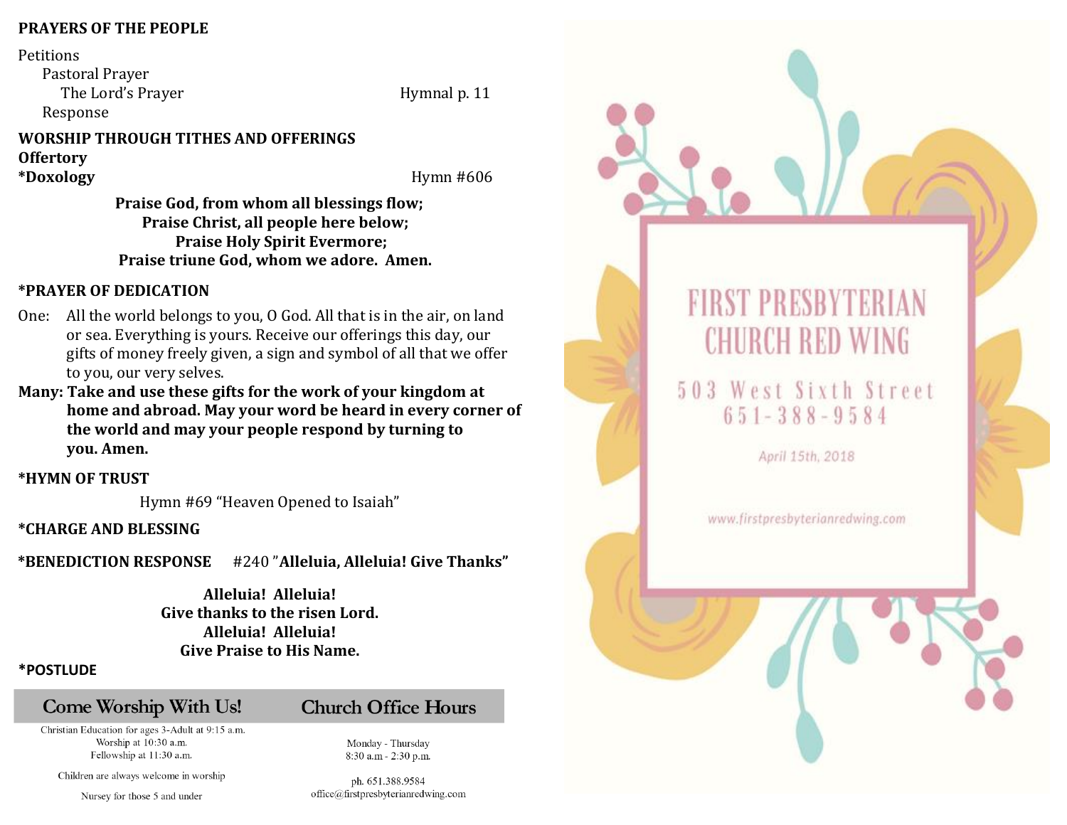## PRAYERS OF THE PEOPLE

Petitions
  Pastoral Prayer
    The Lord's Prayer — Hymnal p. 11
  Response

## WORSHIP THROUGH TITHES AND OFFERINGS

**Offertory**

**\*Doxology** — Hymn #606

**Praise God, from whom all blessings flow;**
**Praise Christ, all people here below;**
**Praise Holy Spirit Evermore;**
**Praise triune God, whom we adore. Amen.**

## *PRAYER OF DEDICATION

One: All the world belongs to you, O God. All that is in the air, on land or sea. Everything is yours. Receive our offerings this day, our gifts of money freely given, a sign and symbol of all that we offer to you, our very selves.

**Many: Take and use these gifts for the work of your kingdom at home and abroad. May your word be heard in every corner of the world and may your people respond by turning to you. Amen.**

## *HYMN OF TRUST

Hymn #69 "Heaven Opened to Isaiah"

## *CHARGE AND BLESSING

## *BENEDICTION RESPONSE #240 "Alleluia, Alleluia! Give Thanks"

**Alleluia! Alleluia!**
**Give thanks to the risen Lord.**
**Alleluia! Alleluia!**
**Give Praise to His Name.**

## *POSTLUDE

| Come Worship With Us! | Church Office Hours |
|---|---|
| Christian Education for ages 3-Adult at 9:15 a.m.<br>Worship at 10:30 a.m.<br>Fellowship at 11:30 a.m. | Monday - Thursday<br>8:30 a.m - 2:30 p.m. |
| Children are always welcome in worship<br>Nursey for those 5 and under | ph. 651.388.9584<br>office@firstpresbyterianredwing.com |

# FIRST PRESBYTERIAN CHURCH RED WING

503 West Sixth Street
651-388-9584

April 15th, 2018

www.firstpresbyterianredwing.com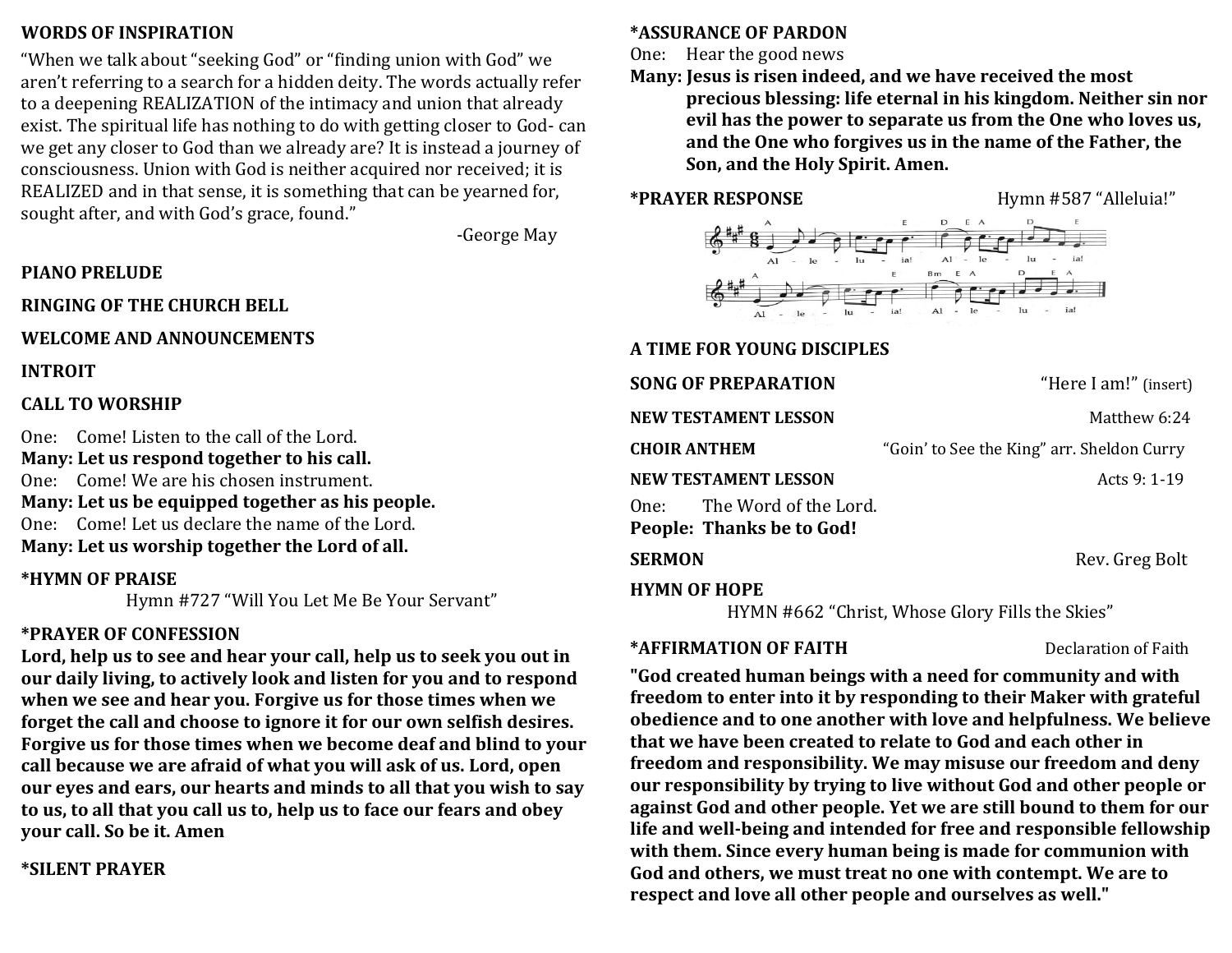**WORDS OF INSPIRATION**

"When we talk about "seeking God" or "finding union with God" we aren't referring to a search for a hidden deity. The words actually refer to a deepening REALIZATION of the intimacy and union that already exist. The spiritual life has nothing to do with getting closer to God- can we get any closer to God than we already are? It is instead a journey of consciousness. Union with God is neither acquired nor received; it is REALIZED and in that sense, it is something that can be yearned for, sought after, and with God's grace, found."

-George May

**PIANO PRELUDE**

**RINGING OF THE CHURCH BELL**

**WELCOME AND ANNOUNCEMENTS**

**INTROIT**

**CALL TO WORSHIP**

One: Come! Listen to the call of the Lord.
**Many: Let us respond together to his call.**
One: Come! We are his chosen instrument.
**Many: Let us be equipped together as his people.**
One: Come! Let us declare the name of the Lord.
**Many: Let us worship together the Lord of all.**

**\*HYMN OF PRAISE**
Hymn #727 "Will You Let Me Be Your Servant"

**\*PRAYER OF CONFESSION**

**Lord, help us to see and hear your call, help us to seek you out in our daily living, to actively look and listen for you and to respond when we see and hear you. Forgive us for those times when we forget the call and choose to ignore it for our own selfish desires. Forgive us for those times when we become deaf and blind to your call because we are afraid of what you will ask of us. Lord, open our eyes and ears, our hearts and minds to all that you wish to say to us, to all that you call us to, help us to face our fears and obey your call. So be it. Amen**

**\*SILENT PRAYER**

**\*ASSURANCE OF PARDON**

One: Hear the good news
**Many: Jesus is risen indeed, and we have received the most precious blessing: life eternal in his kingdom. Neither sin nor evil has the power to separate us from the One who loves us, and the One who forgives us in the name of the Father, the Son, and the Holy Spirit. Amen.**

**\*PRAYER RESPONSE** Hymn #587 "Alleluia!"

Al - le - lu - ia! Al - le - lu - ia!
Al - le - lu - ia! Al - le - lu - ia!

**A TIME FOR YOUNG DISCIPLES**

**SONG OF PREPARATION** "Here I am!" (insert)

**NEW TESTAMENT LESSON** Matthew 6:24

**CHOIR ANTHEM** "Goin' to See the King" arr. Sheldon Curry

**NEW TESTAMENT LESSON** Acts 9: 1-19

One: The Word of the Lord.
**People: Thanks be to God!**

**SERMON** Rev. Greg Bolt

**HYMN OF HOPE**
HYMN #662 "Christ, Whose Glory Fills the Skies"

**\*AFFIRMATION OF FAITH** Declaration of Faith

**"God created human beings with a need for community and with freedom to enter into it by responding to their Maker with grateful obedience and to one another with love and helpfulness. We believe that we have been created to relate to God and each other in freedom and responsibility. We may misuse our freedom and deny our responsibility by trying to live without God and other people or against God and other people. Yet we are still bound to them for our life and well-being and intended for free and responsible fellowship with them. Since every human being is made for communion with God and others, we must treat no one with contempt. We are to respect and love all other people and ourselves as well."**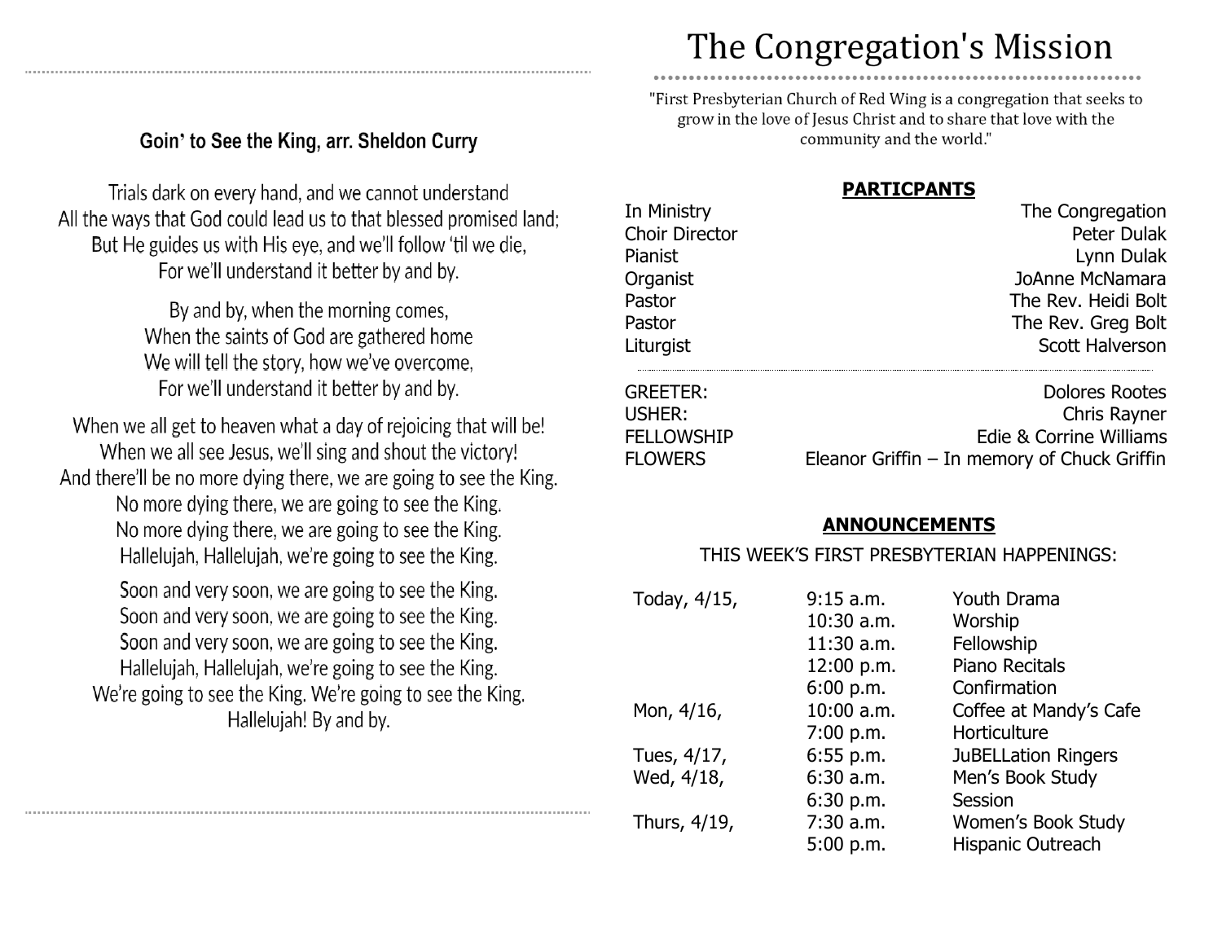### Goin' to See the King, arr. Sheldon Curry

Trials dark on every hand, and we cannot understand
All the ways that God could lead us to that blessed promised land;
But He guides us with His eye, and we'll follow 'til we die,
For we'll understand it better by and by.

By and by, when the morning comes,
When the saints of God are gathered home
We will tell the story, how we've overcome,
For we'll understand it better by and by.

When we all get to heaven what a day of rejoicing that will be!
When we all see Jesus, we'll sing and shout the victory!
And there'll be no more dying there, we are going to see the King.
No more dying there, we are going to see the King.
No more dying there, we are going to see the King.
Hallelujah, Hallelujah, we're going to see the King.

Soon and very soon, we are going to see the King.
Soon and very soon, we are going to see the King.
Soon and very soon, we are going to see the King.
Hallelujah, Hallelujah, we're going to see the King.
We're going to see the King. We're going to see the King.
Hallelujah! By and by.

# The Congregation's Mission

"First Presbyterian Church of Red Wing is a congregation that seeks to grow in the love of Jesus Christ and to share that love with the community and the world."

**PARTICPANTS**

| | |
|---|---|
| In Ministry | The Congregation |
| Choir Director | Peter Dulak |
| Pianist | Lynn Dulak |
| Organist | JoAnne McNamara |
| Pastor | The Rev. Heidi Bolt |
| Pastor | The Rev. Greg Bolt |
| Liturgist | Scott Halverson |

| | |
|---|---|
| GREETER: | Dolores Rootes |
| USHER: | Chris Rayner |
| FELLOWSHIP | Edie & Corrine Williams |
| FLOWERS | Eleanor Griffin – In memory of Chuck Griffin |

**ANNOUNCEMENTS**

THIS WEEK'S FIRST PRESBYTERIAN HAPPENINGS:

| | | |
|---|---|---|
| Today, 4/15, | 9:15 a.m. | Youth Drama |
| | 10:30 a.m. | Worship |
| | 11:30 a.m. | Fellowship |
| | 12:00 p.m. | Piano Recitals |
| | 6:00 p.m. | Confirmation |
| Mon, 4/16, | 10:00 a.m. | Coffee at Mandy's Cafe |
| | 7:00 p.m. | Horticulture |
| Tues, 4/17, | 6:55 p.m. | JuBELLation Ringers |
| Wed, 4/18, | 6:30 a.m. | Men's Book Study |
| | 6:30 p.m. | Session |
| Thurs, 4/19, | 7:30 a.m. | Women's Book Study |
| | 5:00 p.m. | Hispanic Outreach |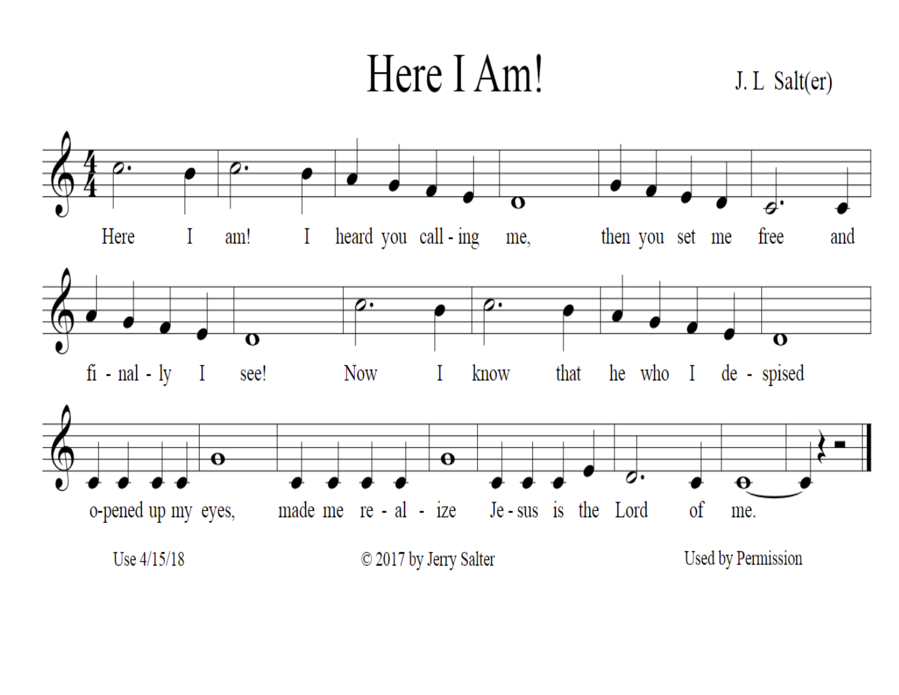# Here I Am!

J. L Salt(er)

Here I am! I heard you call - ing me, then you set me free and

fi - nal - ly I see! Now I know that he who I de - spised

o-pened up my eyes, made me re - al - ize Je - sus is the Lord of me.

Use 4/15/18

© 2017 by Jerry Salter

Used by Permission